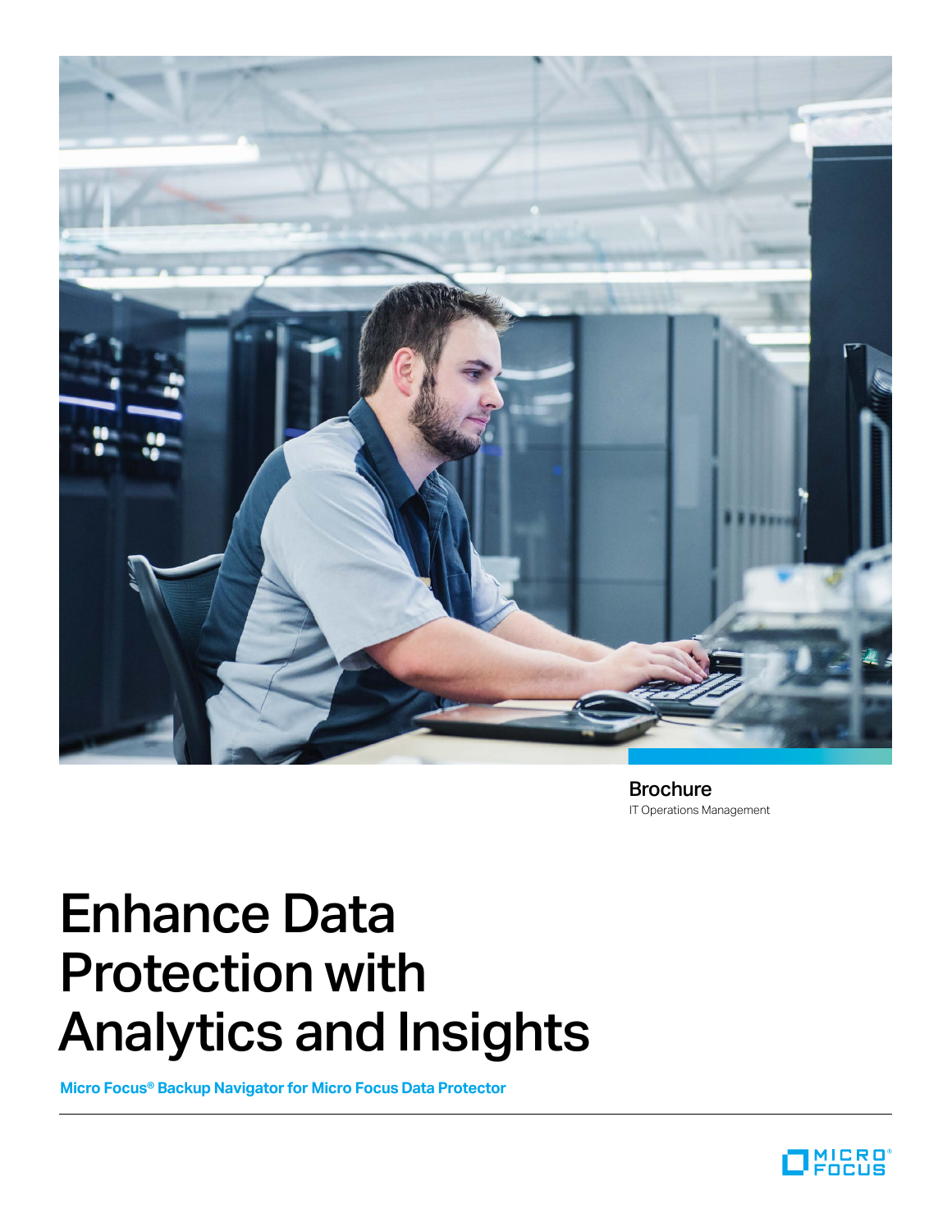**Brochure**
IT Operations Management

# Enhance Data Protection with Analytics and Insights

**Micro Focus® Backup Navigator for Micro Focus Data Protector**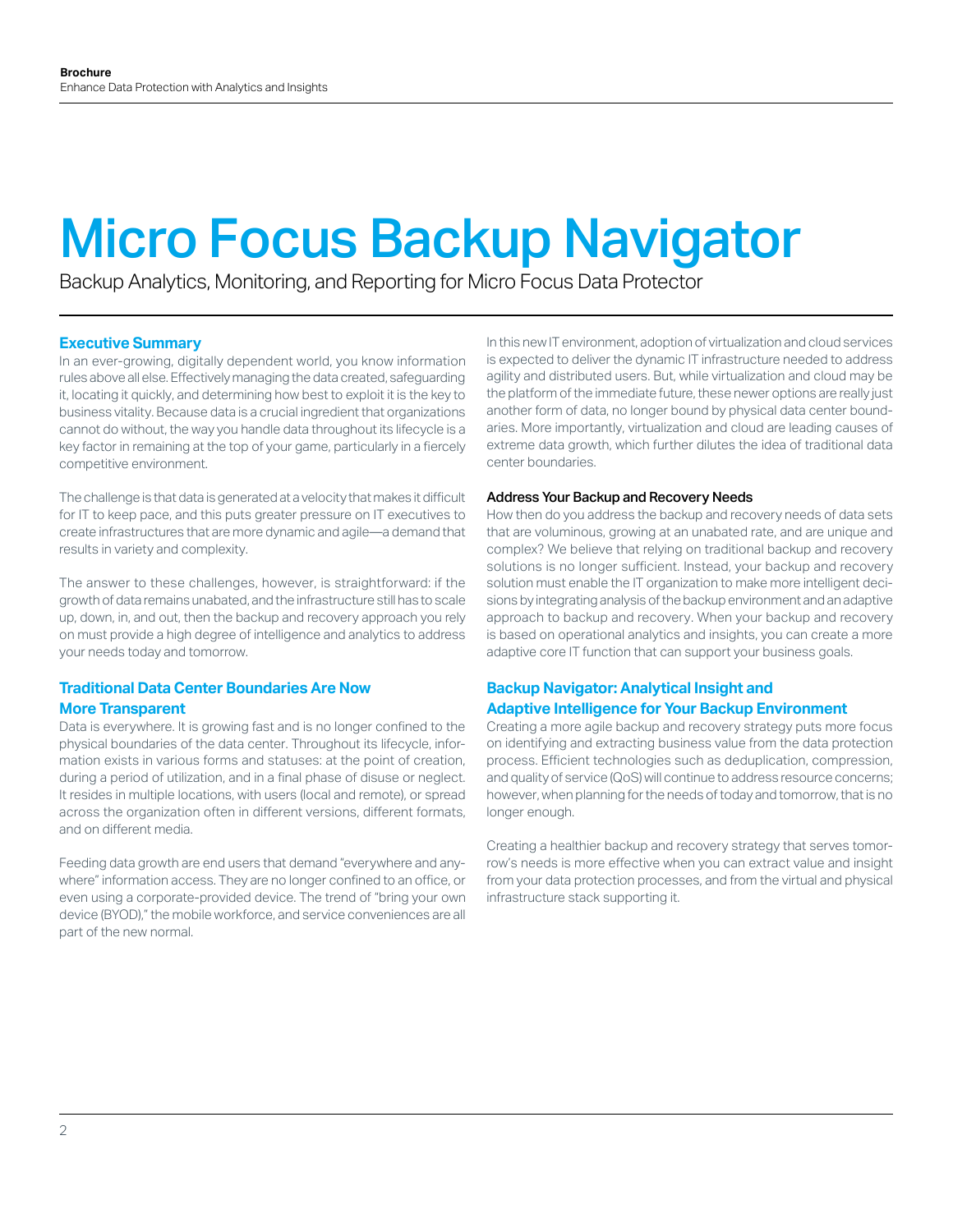# Micro Focus Backup Navigator

Backup Analytics, Monitoring, and Reporting for Micro Focus Data Protector

## Executive Summary

In an ever-growing, digitally dependent world, you know information rules above all else. Effectively managing the data created, safeguarding it, locating it quickly, and determining how best to exploit it is the key to business vitality. Because data is a crucial ingredient that organizations cannot do without, the way you handle data throughout its lifecycle is a key factor in remaining at the top of your game, particularly in a fiercely competitive environment.

The challenge is that data is generated at a velocity that makes it difficult for IT to keep pace, and this puts greater pressure on IT executives to create infrastructures that are more dynamic and agile—a demand that results in variety and complexity.

The answer to these challenges, however, is straightforward: if the growth of data remains unabated, and the infrastructure still has to scale up, down, in, and out, then the backup and recovery approach you rely on must provide a high degree of intelligence and analytics to address your needs today and tomorrow.

## Traditional Data Center Boundaries Are Now More Transparent

Data is everywhere. It is growing fast and is no longer confined to the physical boundaries of the data center. Throughout its lifecycle, information exists in various forms and statuses: at the point of creation, during a period of utilization, and in a final phase of disuse or neglect. It resides in multiple locations, with users (local and remote), or spread across the organization often in different versions, different formats, and on different media.

Feeding data growth are end users that demand "everywhere and anywhere" information access. They are no longer confined to an office, or even using a corporate-provided device. The trend of "bring your own device (BYOD)," the mobile workforce, and service conveniences are all part of the new normal.

In this new IT environment, adoption of virtualization and cloud services is expected to deliver the dynamic IT infrastructure needed to address agility and distributed users. But, while virtualization and cloud may be the platform of the immediate future, these newer options are really just another form of data, no longer bound by physical data center boundaries. More importantly, virtualization and cloud are leading causes of extreme data growth, which further dilutes the idea of traditional data center boundaries.

### Address Your Backup and Recovery Needs

How then do you address the backup and recovery needs of data sets that are voluminous, growing at an unabated rate, and are unique and complex? We believe that relying on traditional backup and recovery solutions is no longer sufficient. Instead, your backup and recovery solution must enable the IT organization to make more intelligent decisions by integrating analysis of the backup environment and an adaptive approach to backup and recovery. When your backup and recovery is based on operational analytics and insights, you can create a more adaptive core IT function that can support your business goals.

## Backup Navigator: Analytical Insight and Adaptive Intelligence for Your Backup Environment

Creating a more agile backup and recovery strategy puts more focus on identifying and extracting business value from the data protection process. Efficient technologies such as deduplication, compression, and quality of service (QoS) will continue to address resource concerns; however, when planning for the needs of today and tomorrow, that is no longer enough.

Creating a healthier backup and recovery strategy that serves tomorrow's needs is more effective when you can extract value and insight from your data protection processes, and from the virtual and physical infrastructure stack supporting it.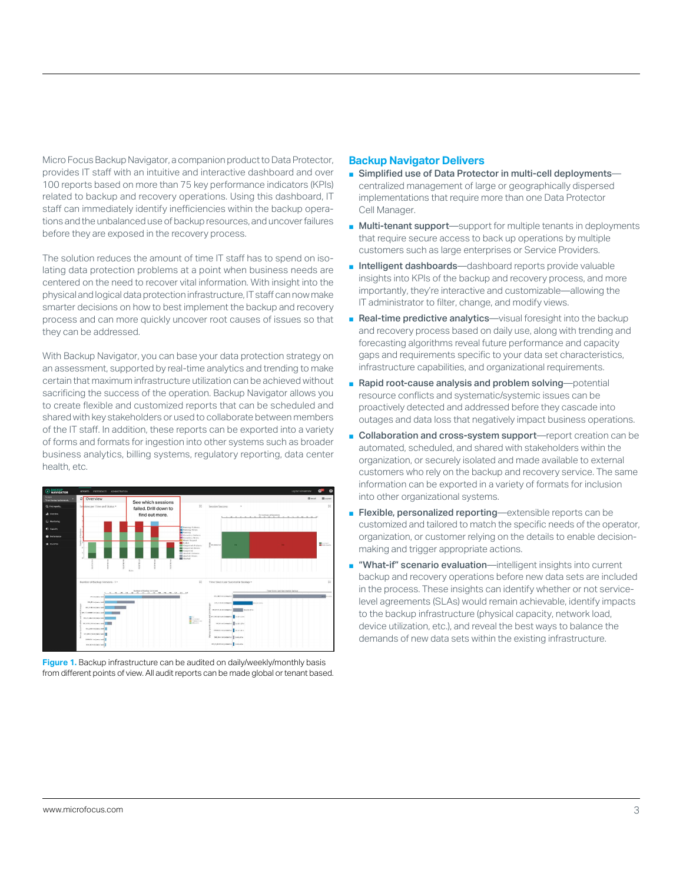Micro Focus Backup Navigator, a companion product to Data Protector, provides IT staff with an intuitive and interactive dashboard and over 100 reports based on more than 75 key performance indicators (KPIs) related to backup and recovery operations. Using this dashboard, IT staff can immediately identify inefficiencies within the backup operations and the unbalanced use of backup resources, and uncover failures before they are exposed in the recovery process.

The solution reduces the amount of time IT staff has to spend on isolating data protection problems at a point when business needs are centered on the need to recover vital information. With insight into the physical and logical data protection infrastructure, IT staff can now make smarter decisions on how to best implement the backup and recovery process and can more quickly uncover root causes of issues so that they can be addressed.

With Backup Navigator, you can base your data protection strategy on an assessment, supported by real-time analytics and trending to make certain that maximum infrastructure utilization can be achieved without sacrificing the success of the operation. Backup Navigator allows you to create flexible and customized reports that can be scheduled and shared with key stakeholders or used to collaborate between members of the IT staff. In addition, these reports can be exported into a variety of forms and formats for ingestion into other systems such as broader business analytics, billing systems, regulatory reporting, data center health, etc.

**Figure 1.** Backup infrastructure can be audited on daily/weekly/monthly basis from different points of view. All audit reports can be made global or tenant based.

## Backup Navigator Delivers

- **Simplified use of Data Protector in multi-cell deployments**—centralized management of large or geographically dispersed implementations that require more than one Data Protector Cell Manager.
- **Multi-tenant support**—support for multiple tenants in deployments that require secure access to back up operations by multiple customers such as large enterprises or Service Providers.
- **Intelligent dashboards**—dashboard reports provide valuable insights into KPIs of the backup and recovery process, and more importantly, they're interactive and customizable—allowing the IT administrator to filter, change, and modify views.
- **Real-time predictive analytics**—visual foresight into the backup and recovery process based on daily use, along with trending and forecasting algorithms reveal future performance and capacity gaps and requirements specific to your data set characteristics, infrastructure capabilities, and organizational requirements.
- **Rapid root-cause analysis and problem solving**—potential resource conflicts and systematic/systemic issues can be proactively detected and addressed before they cascade into outages and data loss that negatively impact business operations.
- **Collaboration and cross-system support**—report creation can be automated, scheduled, and shared with stakeholders within the organization, or securely isolated and made available to external customers who rely on the backup and recovery service. The same information can be exported in a variety of formats for inclusion into other organizational systems.
- **Flexible, personalized reporting**—extensible reports can be customized and tailored to match the specific needs of the operator, organization, or customer relying on the details to enable decision-making and trigger appropriate actions.
- **"What-if" scenario evaluation**—intelligent insights into current backup and recovery operations before new data sets are included in the process. These insights can identify whether or not service-level agreements (SLAs) would remain achievable, identify impacts to the backup infrastructure (physical capacity, network load, device utilization, etc.), and reveal the best ways to balance the demands of new data sets within the existing infrastructure.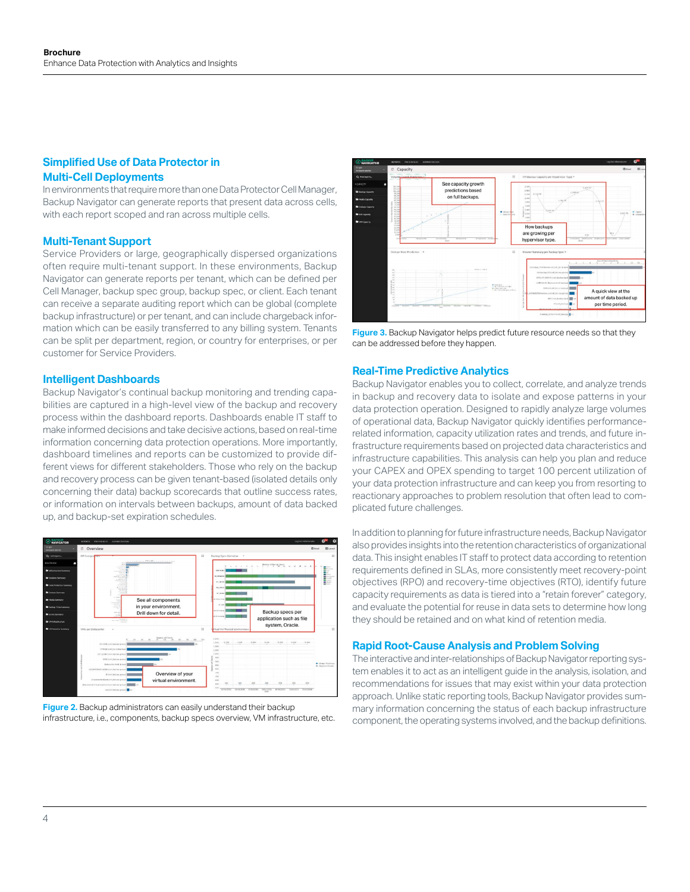## Simplified Use of Data Protector in Multi-Cell Deployments

In environments that require more than one Data Protector Cell Manager, Backup Navigator can generate reports that present data across cells, with each report scoped and ran across multiple cells.

## Multi-Tenant Support

Service Providers or large, geographically dispersed organizations often require multi-tenant support. In these environments, Backup Navigator can generate reports per tenant, which can be defined per Cell Manager, backup spec group, backup spec, or client. Each tenant can receive a separate auditing report which can be global (complete backup infrastructure) or per tenant, and can include chargeback information which can be easily transferred to any billing system. Tenants can be split per department, region, or country for enterprises, or per customer for Service Providers.

## Intelligent Dashboards

Backup Navigator's continual backup monitoring and trending capabilities are captured in a high-level view of the backup and recovery process within the dashboard reports. Dashboards enable IT staff to make informed decisions and take decisive actions, based on real-time information concerning data protection operations. More importantly, dashboard timelines and reports can be customized to provide different views for different stakeholders. Those who rely on the backup and recovery process can be given tenant-based (isolated details only concerning their data) backup scorecards that outline success rates, or information on intervals between backups, amount of data backed up, and backup-set expiration schedules.

**Figure 2.** Backup administrators can easily understand their backup infrastructure, i.e., components, backup specs overview, VM infrastructure, etc.

**Figure 3.** Backup Navigator helps predict future resource needs so that they can be addressed before they happen.

## Real-Time Predictive Analytics

Backup Navigator enables you to collect, correlate, and analyze trends in backup and recovery data to isolate and expose patterns in your data protection operation. Designed to rapidly analyze large volumes of operational data, Backup Navigator quickly identifies performance-related information, capacity utilization rates and trends, and future infrastructure requirements based on projected data characteristics and infrastructure capabilities. This analysis can help you plan and reduce your CAPEX and OPEX spending to target 100 percent utilization of your data protection infrastructure and can keep you from resorting to reactionary approaches to problem resolution that often lead to complicated future challenges.

In addition to planning for future infrastructure needs, Backup Navigator also provides insights into the retention characteristics of organizational data. This insight enables IT staff to protect data according to retention requirements defined in SLAs, more consistently meet recovery-point objectives (RPO) and recovery-time objectives (RTO), identify future capacity requirements as data is tiered into a "retain forever" category, and evaluate the potential for reuse in data sets to determine how long they should be retained and on what kind of retention media.

## Rapid Root-Cause Analysis and Problem Solving

The interactive and inter-relationships of Backup Navigator reporting system enables it to act as an intelligent guide in the analysis, isolation, and recommendations for issues that may exist within your data protection approach. Unlike static reporting tools, Backup Navigator provides summary information concerning the status of each backup infrastructure component, the operating systems involved, and the backup definitions.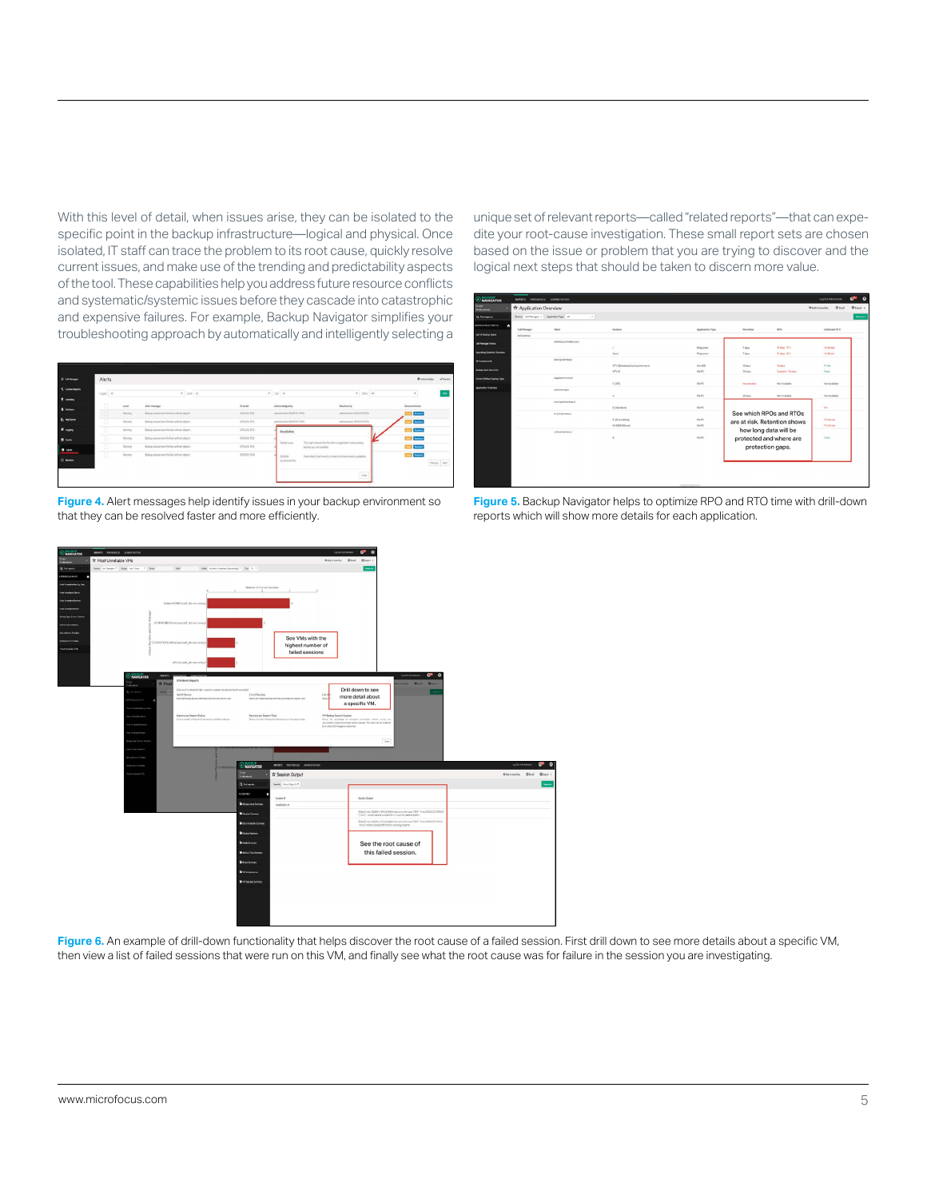With this level of detail, when issues arise, they can be isolated to the specific point in the backup infrastructure—logical and physical. Once isolated, IT staff can trace the problem to its root cause, quickly resolve current issues, and make use of the trending and predictability aspects of the tool. These capabilities help you address future resource conflicts and systematic/systemic issues before they cascade into catastrophic and expensive failures. For example, Backup Navigator simplifies your troubleshooting approach by automatically and intelligently selecting a unique set of relevant reports—called "related reports"—that can expedite your root-cause investigation. These small report sets are chosen based on the issue or problem that you are trying to discover and the logical next steps that should be taken to discern more value.

**Figure 4.** Alert messages help identify issues in your backup environment so that they can be resolved faster and more efficiently.

**Figure 5.** Backup Navigator helps to optimize RPO and RTO time with drill-down reports which will show more details for each application.

**Figure 6.** An example of drill-down functionality that helps discover the root cause of a failed session. First drill down to see more details about a specific VM, then view a list of failed sessions that were run on this VM, and finally see what the root cause was for failure in the session you are investigating.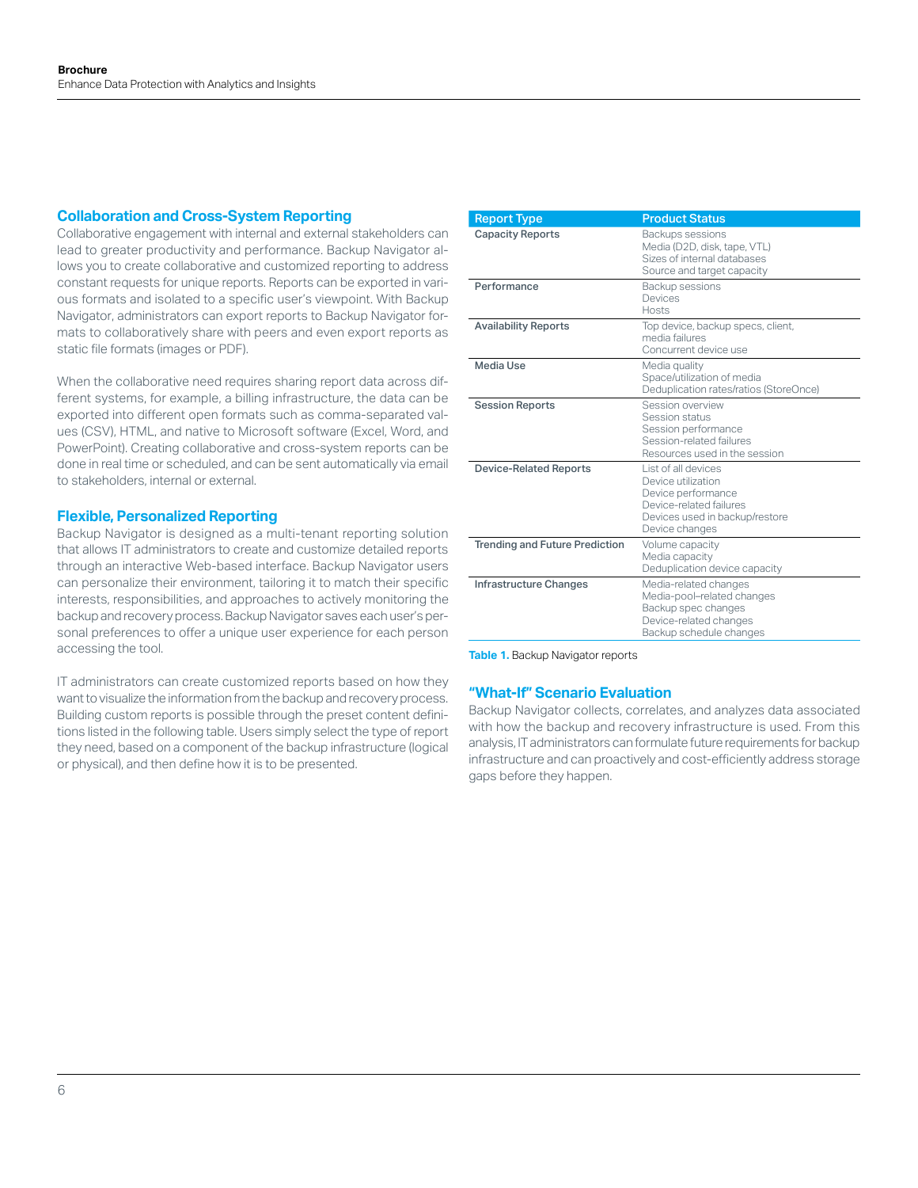## Collaboration and Cross-System Reporting

Collaborative engagement with internal and external stakeholders can lead to greater productivity and performance. Backup Navigator allows you to create collaborative and customized reporting to address constant requests for unique reports. Reports can be exported in various formats and isolated to a specific user's viewpoint. With Backup Navigator, administrators can export reports to Backup Navigator formats to collaboratively share with peers and even export reports as static file formats (images or PDF).

When the collaborative need requires sharing report data across different systems, for example, a billing infrastructure, the data can be exported into different open formats such as comma-separated values (CSV), HTML, and native to Microsoft software (Excel, Word, and PowerPoint). Creating collaborative and cross-system reports can be done in real time or scheduled, and can be sent automatically via email to stakeholders, internal or external.

## Flexible, Personalized Reporting

Backup Navigator is designed as a multi-tenant reporting solution that allows IT administrators to create and customize detailed reports through an interactive Web-based interface. Backup Navigator users can personalize their environment, tailoring it to match their specific interests, responsibilities, and approaches to actively monitoring the backup and recovery process. Backup Navigator saves each user's personal preferences to offer a unique user experience for each person accessing the tool.

IT administrators can create customized reports based on how they want to visualize the information from the backup and recovery process. Building custom reports is possible through the preset content definitions listed in the following table. Users simply select the type of report they need, based on a component of the backup infrastructure (logical or physical), and then define how it is to be presented.

| Report Type | Product Status |
| --- | --- |
| **Capacity Reports** | Backups sessions<br>Media (D2D, disk, tape, VTL)<br>Sizes of internal databases<br>Source and target capacity |
| **Performance** | Backup sessions<br>Devices<br>Hosts |
| **Availability Reports** | Top device, backup specs, client, media failures<br>Concurrent device use |
| **Media Use** | Media quality<br>Space/utilization of media<br>Deduplication rates/ratios (StoreOnce) |
| **Session Reports** | Session overview<br>Session status<br>Session performance<br>Session-related failures<br>Resources used in the session |
| **Device-Related Reports** | List of all devices<br>Device utilization<br>Device performance<br>Device-related failures<br>Devices used in backup/restore<br>Device changes |
| **Trending and Future Prediction** | Volume capacity<br>Media capacity<br>Deduplication device capacity |
| **Infrastructure Changes** | Media-related changes<br>Media-pool–related changes<br>Backup spec changes<br>Device-related changes<br>Backup schedule changes |

**Table 1.** Backup Navigator reports

## "What-If" Scenario Evaluation

Backup Navigator collects, correlates, and analyzes data associated with how the backup and recovery infrastructure is used. From this analysis, IT administrators can formulate future requirements for backup infrastructure and can proactively and cost-efficiently address storage gaps before they happen.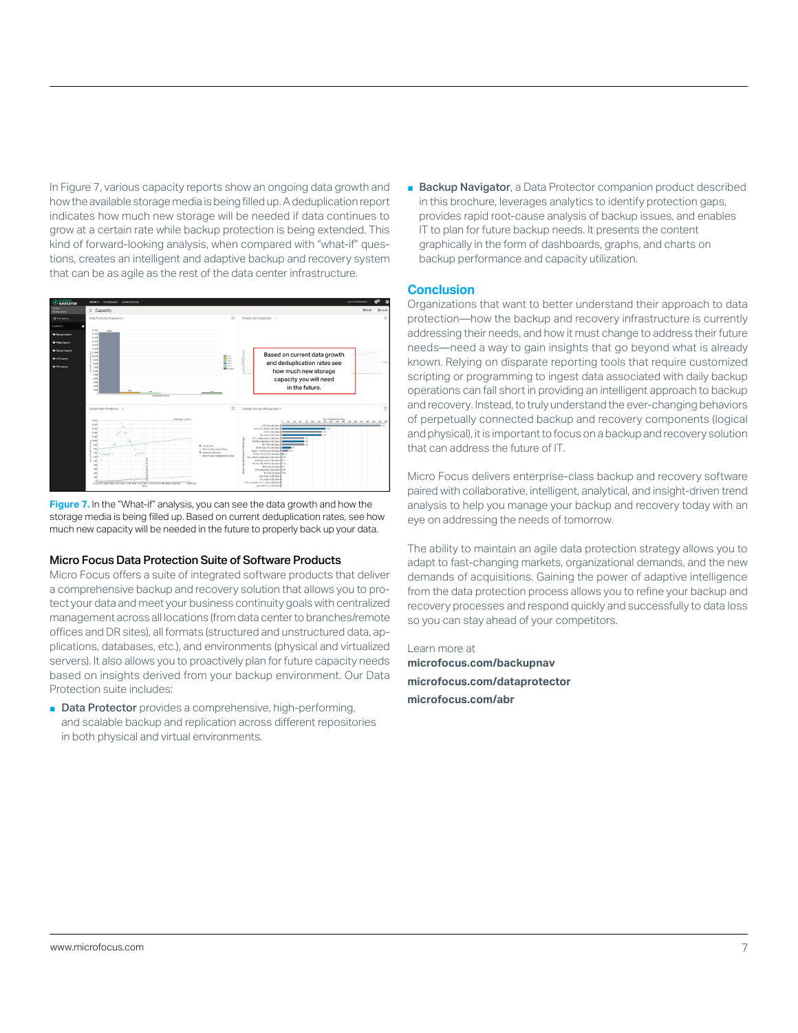In Figure 7, various capacity reports show an ongoing data growth and how the available storage media is being filled up. A deduplication report indicates how much new storage will be needed if data continues to grow at a certain rate while backup protection is being extended. This kind of forward-looking analysis, when compared with "what-if" questions, creates an intelligent and adaptive backup and recovery system that can be as agile as the rest of the data center infrastructure.

**Figure 7.** In the "What-if" analysis, you can see the data growth and how the storage media is being filled up. Based on current deduplication rates, see how much new capacity will be needed in the future to properly back up your data.

### Micro Focus Data Protection Suite of Software Products

Micro Focus offers a suite of integrated software products that deliver a comprehensive backup and recovery solution that allows you to protect your data and meet your business continuity goals with centralized management across all locations (from data center to branches/remote offices and DR sites), all formats (structured and unstructured data, applications, databases, etc.), and environments (physical and virtualized servers). It also allows you to proactively plan for future capacity needs based on insights derived from your backup environment. Our Data Protection suite includes:

- **Data Protector** provides a comprehensive, high-performing, and scalable backup and replication across different repositories in both physical and virtual environments.
- **Backup Navigator**, a Data Protector companion product described in this brochure, leverages analytics to identify protection gaps, provides rapid root-cause analysis of backup issues, and enables IT to plan for future backup needs. It presents the content graphically in the form of dashboards, graphs, and charts on backup performance and capacity utilization.

## Conclusion

Organizations that want to better understand their approach to data protection—how the backup and recovery infrastructure is currently addressing their needs, and how it must change to address their future needs—need a way to gain insights that go beyond what is already known. Relying on disparate reporting tools that require customized scripting or programming to ingest data associated with daily backup operations can fall short in providing an intelligent approach to backup and recovery. Instead, to truly understand the ever-changing behaviors of perpetually connected backup and recovery components (logical and physical), it is important to focus on a backup and recovery solution that can address the future of IT.

Micro Focus delivers enterprise-class backup and recovery software paired with collaborative, intelligent, analytical, and insight-driven trend analysis to help you manage your backup and recovery today with an eye on addressing the needs of tomorrow.

The ability to maintain an agile data protection strategy allows you to adapt to fast-changing markets, organizational demands, and the new demands of acquisitions. Gaining the power of adaptive intelligence from the data protection process allows you to refine your backup and recovery processes and respond quickly and successfully to data loss so you can stay ahead of your competitors.

Learn more at
**microfocus.com/backupnav**
**microfocus.com/dataprotector**
**microfocus.com/abr**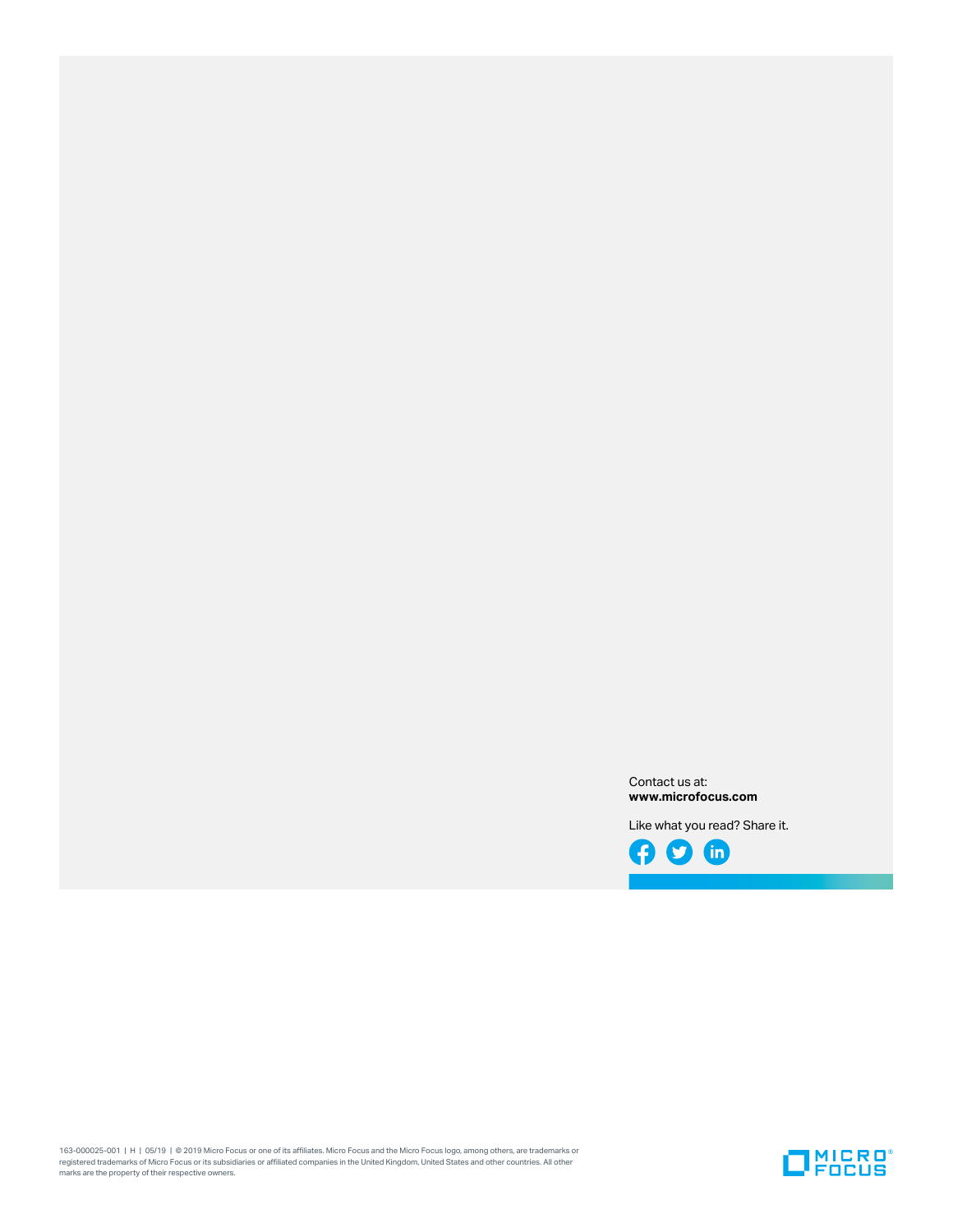Contact us at:
**www.microfocus.com**

Like what you read? Share it.

163-000025-001 | H | 05/19 | © 2019 Micro Focus or one of its affiliates. Micro Focus and the Micro Focus logo, among others, are trademarks or registered trademarks of Micro Focus or its subsidiaries or affiliated companies in the United Kingdom, United States and other countries. All other marks are the property of their respective owners.